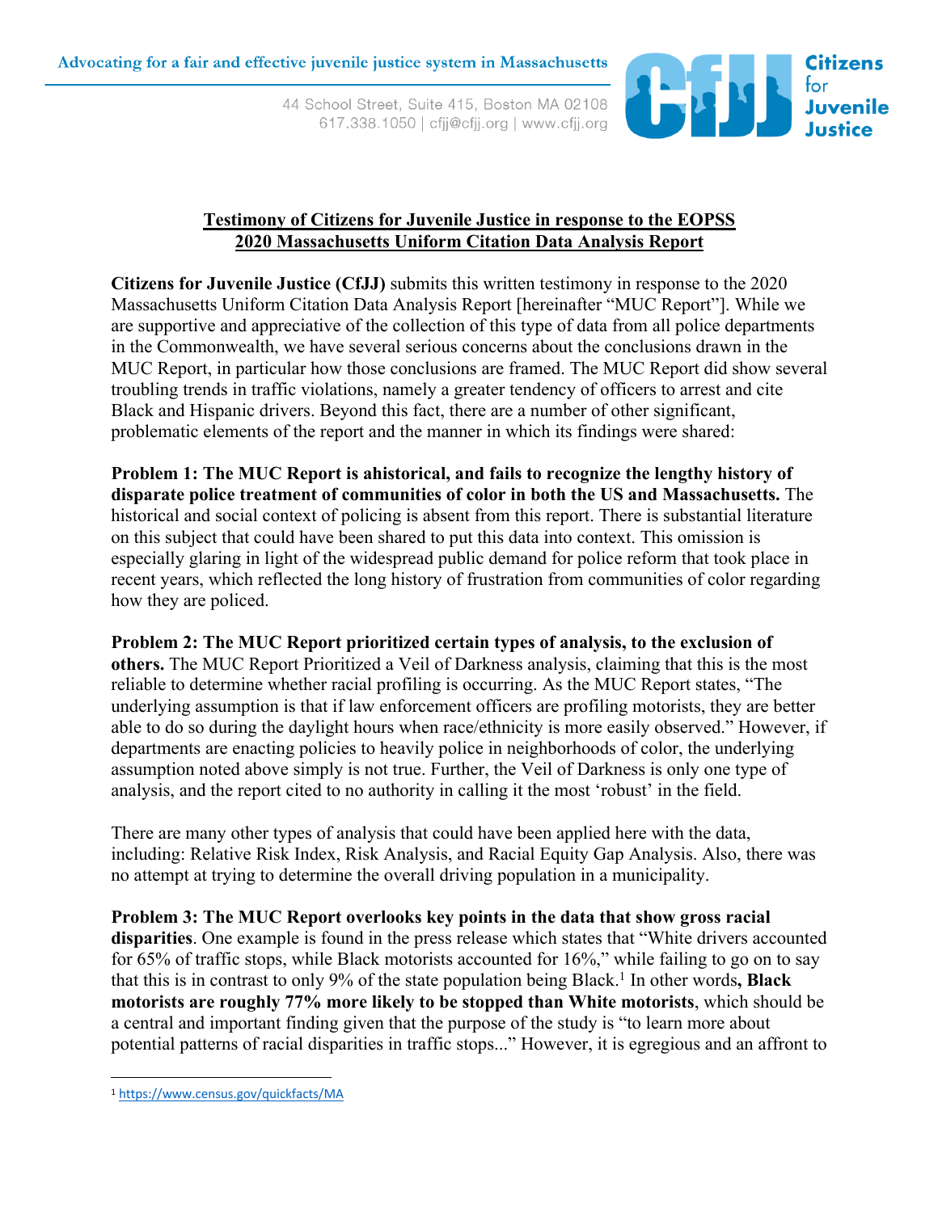Advocating for a fair and effective juvenile justice system in Massachusetts

44 School Street, Suite 415, Boston MA 02108
617.338.1050 | cfjj@cfjj.org | www.cfjj.org

Citizens for Juvenile Justice

**Testimony of Citizens for Juvenile Justice in response to the EOPSS 2020 Massachusetts Uniform Citation Data Analysis Report**

**Citizens for Juvenile Justice (CfJJ)** submits this written testimony in response to the 2020 Massachusetts Uniform Citation Data Analysis Report [hereinafter "MUC Report"]. While we are supportive and appreciative of the collection of this type of data from all police departments in the Commonwealth, we have several serious concerns about the conclusions drawn in the MUC Report, in particular how those conclusions are framed. The MUC Report did show several troubling trends in traffic violations, namely a greater tendency of officers to arrest and cite Black and Hispanic drivers. Beyond this fact, there are a number of other significant, problematic elements of the report and the manner in which its findings were shared:

**Problem 1: The MUC Report is ahistorical, and fails to recognize the lengthy history of disparate police treatment of communities of color in both the US and Massachusetts.** The historical and social context of policing is absent from this report. There is substantial literature on this subject that could have been shared to put this data into context. This omission is especially glaring in light of the widespread public demand for police reform that took place in recent years, which reflected the long history of frustration from communities of color regarding how they are policed.

**Problem 2: The MUC Report prioritized certain types of analysis, to the exclusion of others.** The MUC Report Prioritized a Veil of Darkness analysis, claiming that this is the most reliable to determine whether racial profiling is occurring. As the MUC Report states, "The underlying assumption is that if law enforcement officers are profiling motorists, they are better able to do so during the daylight hours when race/ethnicity is more easily observed." However, if departments are enacting policies to heavily police in neighborhoods of color, the underlying assumption noted above simply is not true. Further, the Veil of Darkness is only one type of analysis, and the report cited to no authority in calling it the most 'robust' in the field.

There are many other types of analysis that could have been applied here with the data, including: Relative Risk Index, Risk Analysis, and Racial Equity Gap Analysis. Also, there was no attempt at trying to determine the overall driving population in a municipality.

**Problem 3: The MUC Report overlooks key points in the data that show gross racial disparities**. One example is found in the press release which states that "White drivers accounted for 65% of traffic stops, while Black motorists accounted for 16%," while failing to go on to say that this is in contrast to only 9% of the state population being Black.[1] In other words**, Black motorists are roughly 77% more likely to be stopped than White motorists**, which should be a central and important finding given that the purpose of the study is "to learn more about potential patterns of racial disparities in traffic stops..." However, it is egregious and an affront to

[1] https://www.census.gov/quickfacts/MA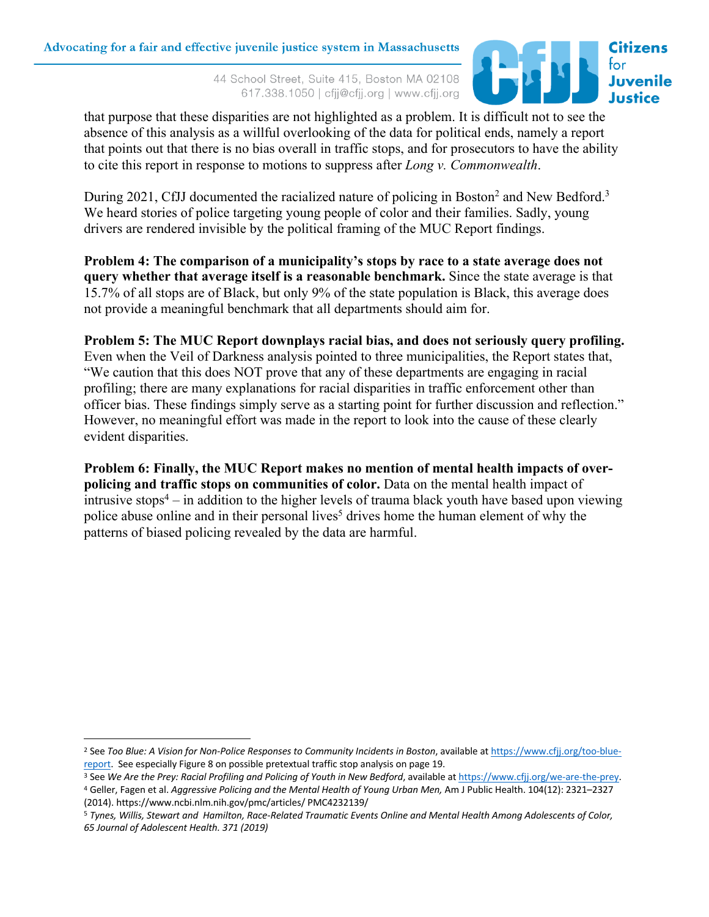that purpose that these disparities are not highlighted as a problem. It is difficult not to see the absence of this analysis as a willful overlooking of the data for political ends, namely a report that points out that there is no bias overall in traffic stops, and for prosecutors to have the ability to cite this report in response to motions to suppress after *Long v. Commonwealth*.

During 2021, CfJJ documented the racialized nature of policing in Boston[2] and New Bedford.[3] We heard stories of police targeting young people of color and their families. Sadly, young drivers are rendered invisible by the political framing of the MUC Report findings.

**Problem 4: The comparison of a municipality's stops by race to a state average does not query whether that average itself is a reasonable benchmark.** Since the state average is that 15.7% of all stops are of Black, but only 9% of the state population is Black, this average does not provide a meaningful benchmark that all departments should aim for.

**Problem 5: The MUC Report downplays racial bias, and does not seriously query profiling.** Even when the Veil of Darkness analysis pointed to three municipalities, the Report states that, "We caution that this does NOT prove that any of these departments are engaging in racial profiling; there are many explanations for racial disparities in traffic enforcement other than officer bias. These findings simply serve as a starting point for further discussion and reflection." However, no meaningful effort was made in the report to look into the cause of these clearly evident disparities.

**Problem 6: Finally, the MUC Report makes no mention of mental health impacts of over-policing and traffic stops on communities of color.** Data on the mental health impact of intrusive stops[4] – in addition to the higher levels of trauma black youth have based upon viewing police abuse online and in their personal lives[5] drives home the human element of why the patterns of biased policing revealed by the data are harmful.

---

[2] See *Too Blue: A Vision for Non-Police Responses to Community Incidents in Boston*, available at https://www.cfjj.org/too-blue-report. See especially Figure 8 on possible pretextual traffic stop analysis on page 19.

[3] See *We Are the Prey: Racial Profiling and Policing of Youth in New Bedford*, available at https://www.cfjj.org/we-are-the-prey.

[4] Geller, Fagen et al. *Aggressive Policing and the Mental Health of Young Urban Men,* Am J Public Health. 104(12): 2321–2327 (2014). https://www.ncbi.nlm.nih.gov/pmc/articles/ PMC4232139/

[5] *Tynes, Willis, Stewart and Hamilton, Race-Related Traumatic Events Online and Mental Health Among Adolescents of Color, 65 Journal of Adolescent Health. 371 (2019)*